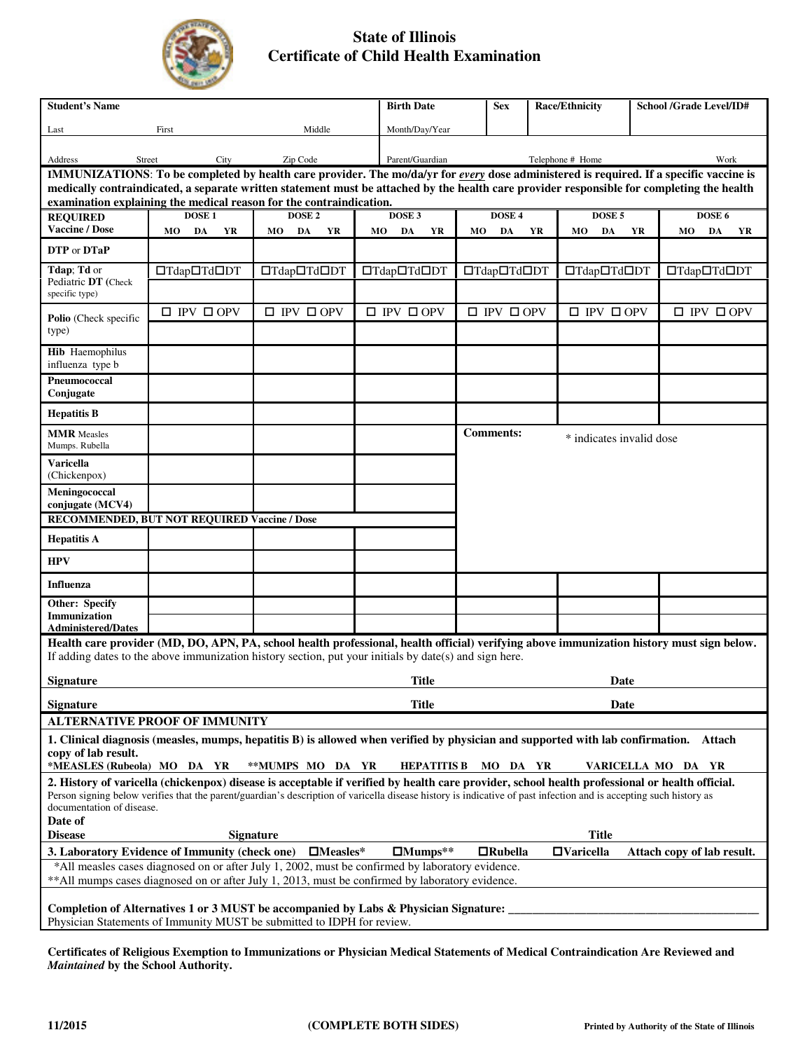# State of Illinois
## Certificate of Child Health Examination

| Student's Name | | | Birth Date | Sex | Race/Ethnicity | School /Grade Level/ID# |
|---|---|---|---|---|---|---|
| Last | First | Middle | Month/Day/Year | | | |
| Address | Street City | Zip Code | Parent/Guardian | | Telephone # Home | Work |

**IMMUNIZATIONS**: **To be completed by health care provider. The mo/da/yr for *every* dose administered is required. If a specific vaccine is medically contraindicated, a separate written statement must be attached by the health care provider responsible for completing the health examination explaining the medical reason for the contraindication.**

| REQUIRED Vaccine / Dose | DOSE 1 MO DA YR | DOSE 2 MO DA YR | DOSE 3 MO DA YR | DOSE 4 MO DA YR | DOSE 5 MO DA YR | DOSE 6 MO DA YR |
|---|---|---|---|---|---|---|
| **DTP** or **DTaP** | | | | | | |
| **Tdap**; **Td** or Pediatric **DT** (Check specific type) | ☐Tdap☐Td☐DT | ☐Tdap☐Td☐DT | ☐Tdap☐Td☐DT | ☐Tdap☐Td☐DT | ☐Tdap☐Td☐DT | ☐Tdap☐Td☐DT |
| **Polio** (Check specific type) | ☐ IPV ☐ OPV | ☐ IPV ☐ OPV | ☐ IPV ☐ OPV | ☐ IPV ☐ OPV | ☐ IPV ☐ OPV | ☐ IPV ☐ OPV |
| **Hib** Haemophilus influenza type b | | | | | | |
| **Pneumococcal Conjugate** | | | | | | |
| **Hepatitis B** | | | | | | |
| **MMR** Measles Mumps. Rubella | | | | **Comments:** | * indicates invalid dose | |
| **Varicella** (Chickenpox) | | | | | | |
| **Meningococcal conjugate (MCV4)** | | | | | | |
| **RECOMMENDED, BUT NOT REQUIRED Vaccine / Dose** | | | | | | |
| **Hepatitis A** | | | | | | |
| **HPV** | | | | | | |
| **Influenza** | | | | | | |
| **Other: Specify Immunization Administered/Dates** | | | | | | |

**Health care provider (MD, DO, APN, PA, school health professional, health official) verifying above immunization history must sign below.**
If adding dates to the above immunization history section, put your initials by date(s) and sign here.

**Signature** **Title** **Date**

**Signature** **Title** **Date**

**ALTERNATIVE PROOF OF IMMUNITY**

**1. Clinical diagnosis (measles, mumps, hepatitis B) is allowed when verified by physician and supported with lab confirmation. Attach copy of lab result.**

***MEASLES (Rubeola) MO DA YR** **\*\*MUMPS MO DA YR** **HEPATITIS B MO DA YR** **VARICELLA MO DA YR**

**2. History of varicella (chickenpox) disease is acceptable if verified by health care provider, school health professional or health official.**
Person signing below verifies that the parent/guardian's description of varicella disease history is indicative of past infection and is accepting such history as documentation of disease.

**Date of Disease** **Signature** **Title**

**3. Laboratory Evidence of Immunity (check one)** ☐**Measles*** ☐**Mumps\*\*** ☐**Rubella** ☐**Varicella** **Attach copy of lab result.**

*All measles cases diagnosed on or after July 1, 2002, must be confirmed by laboratory evidence.
**All mumps cases diagnosed on or after July 1, 2013, must be confirmed by laboratory evidence.

**Completion of Alternatives 1 or 3 MUST be accompanied by Labs & Physician Signature:** ___________________________
Physician Statements of Immunity MUST be submitted to IDPH for review.

**Certificates of Religious Exemption to Immunizations or Physician Medical Statements of Medical Contraindication Are Reviewed and *Maintained* by the School Authority.**

**11/2015** **(COMPLETE BOTH SIDES)** **Printed by Authority of the State of Illinois**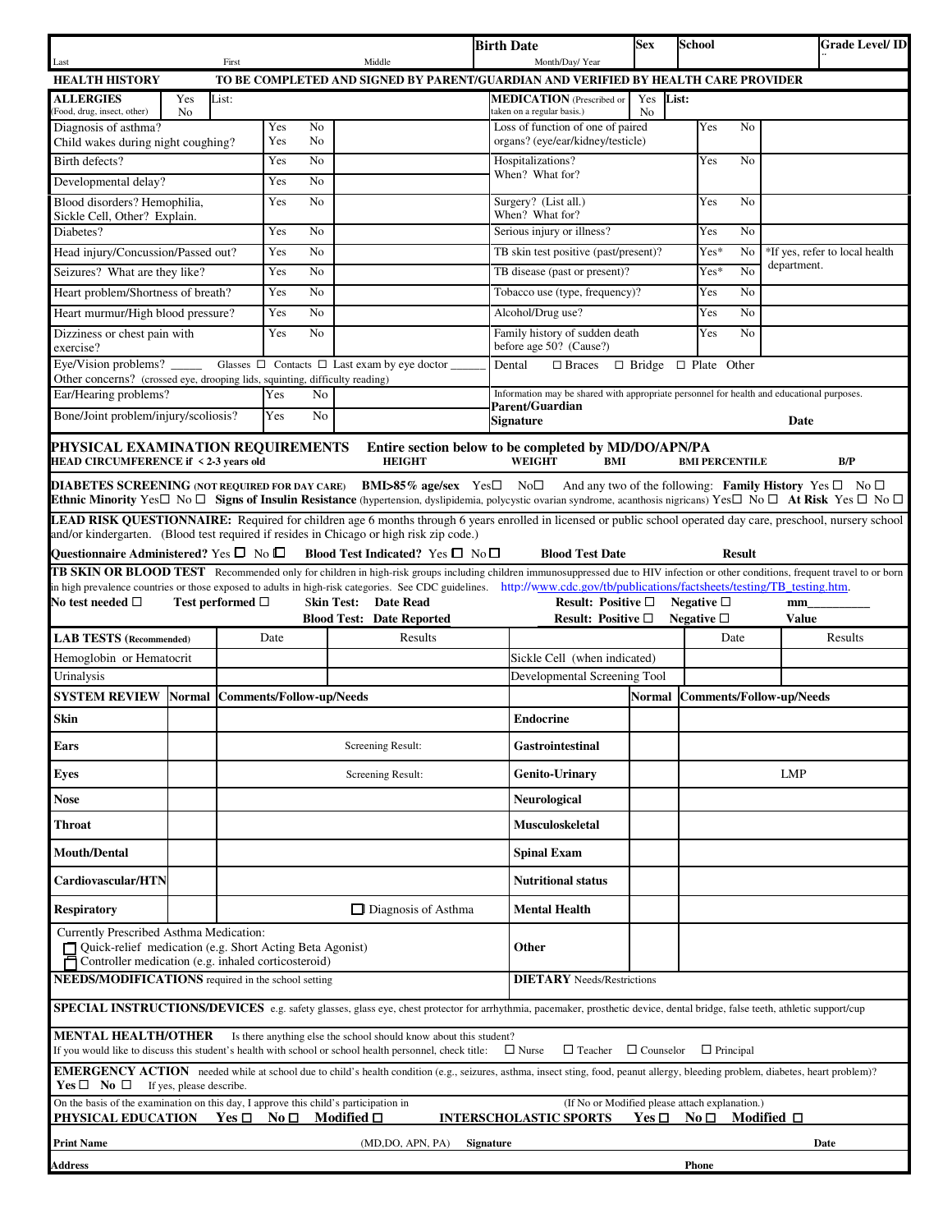| Last | First | Middle | Birth Date Month/Day/ Year | Sex | School | Grade Level/ ID |
|---|---|---|---|---|---|---|
| | | | | | | |

**HEALTH HISTORY** TO BE COMPLETED AND SIGNED BY PARENT/GUARDIAN AND VERIFIED BY HEALTH CARE PROVIDER

| | | | | | | |
|---|---|---|---|---|---|---|
| **ALLERGIES** (Food, drug, insect, other) | Yes No | List: | **MEDICATION** (Prescribed or taken on a regular basis.) | Yes No | List: | |
| Diagnosis of asthma? Child wakes during night coughing? | Yes No Yes No | | Loss of function of one of paired organs? (eye/ear/kidney/testicle) | Yes No | | |
| Birth defects? | Yes No | | Hospitalizations? When? What for? | Yes No | | |
| Developmental delay? | Yes No | | | | | |
| Blood disorders? Hemophilia, Sickle Cell, Other? Explain. | Yes No | | Surgery? (List all.) When? What for? | Yes No | | |
| Diabetes? | Yes No | | Serious injury or illness? | Yes No | | |
| Head injury/Concussion/Passed out? | Yes No | | TB skin test positive (past/present)? | Yes* No | *If yes, refer to local health department. | |
| Seizures? What are they like? | Yes No | | TB disease (past or present)? | Yes* No | | |
| Heart problem/Shortness of breath? | Yes No | | Tobacco use (type, frequency)? | Yes No | | |
| Heart murmur/High blood pressure? | Yes No | | Alcohol/Drug use? | Yes No | | |
| Dizziness or chest pain with exercise? | Yes No | | Family history of sudden death before age 50? (Cause?) | Yes No | | |
| Eye/Vision problems? _____ Glasses ☐ Contacts ☐ Last exam by eye doctor _____ Other concerns? (crossed eye, drooping lids, squinting, difficulty reading) | | | Dental ☐ Braces ☐ Bridge ☐ Plate Other | | | |
| Ear/Hearing problems? | Yes No | | Information may be shared with appropriate personnel for health and educational purposes. Parent/Guardian Signature | | Date | |
| Bone/Joint problem/injury/scoliosis? | Yes No | | | | | |

**PHYSICAL EXAMINATION REQUIREMENTS** **Entire section below to be completed by MD/DO/APN/PA**

**HEAD CIRCUMFERENCE if < 2-3 years old** **HEIGHT** **WEIGHT** **BMI** **BMI PERCENTILE** **B/P**

**DIABETES SCREENING (NOT REQUIRED FOR DAY CARE)** **BMI>85% age/sex** Yes☐ No☐ And any two of the following: **Family History** Yes ☐ No ☐ **Ethnic Minority** Yes☐ No ☐ **Signs of Insulin Resistance** (hypertension, dyslipidemia, polycystic ovarian syndrome, acanthosis nigricans) Yes☐ No ☐ **At Risk** Yes ☐ No ☐

**LEAD RISK QUESTIONNAIRE:** Required for children age 6 months through 6 years enrolled in licensed or public school operated day care, preschool, nursery school and/or kindergarten. (Blood test required if resides in Chicago or high risk zip code.)

**Questionnaire Administered?** Yes ☐ No ☐ **Blood Test Indicated?** Yes ☐ No ☐ **Blood Test Date** **Result**

**TB SKIN OR BLOOD TEST** Recommended only for children in high-risk groups including children immunosuppressed due to HIV infection or other conditions, frequent travel to or born in high prevalence countries or those exposed to adults in high-risk categories. See CDC guidelines. http://www.cdc.gov/tb/publications/factsheets/testing/TB_testing.htm.

**No test needed** ☐ **Test performed** ☐ **Skin Test: Date Read** **Result: Positive** ☐ **Negative** ☐ **mm**_________
**Blood Test: Date Reported** **Result: Positive** ☐ **Negative** ☐ **Value**

| **LAB TESTS (Recommended)** | Date | Results | | Date | Results |
|---|---|---|---|---|---|
| Hemoglobin or Hematocrit | | | Sickle Cell (when indicated) | | |
| Urinalysis | | | Developmental Screening Tool | | |

| **SYSTEM REVIEW** | **Normal** | **Comments/Follow-up/Needs** | | **Normal** | **Comments/Follow-up/Needs** |
|---|---|---|---|---|---|
| **Skin** | | | **Endocrine** | | |
| **Ears** | | Screening Result: | **Gastrointestinal** | | |
| **Eyes** | | Screening Result: | **Genito-Urinary** | | LMP |
| **Nose** | | | **Neurological** | | |
| **Throat** | | | **Musculoskeletal** | | |
| **Mouth/Dental** | | | **Spinal Exam** | | |
| **Cardiovascular/HTN** | | | **Nutritional status** | | |
| **Respiratory** | | ☐ Diagnosis of Asthma | **Mental Health** | | |
| Currently Prescribed Asthma Medication: ☐ Quick-relief medication (e.g. Short Acting Beta Agonist) ☐ Controller medication (e.g. inhaled corticosteroid) | | | **Other** | | |
| **NEEDS/MODIFICATIONS** required in the school setting | | | **DIETARY** Needs/Restrictions | | |

**SPECIAL INSTRUCTIONS/DEVICES** e.g. safety glasses, glass eye, chest protector for arrhythmia, pacemaker, prosthetic device, dental bridge, false teeth, athletic support/cup

**MENTAL HEALTH/OTHER** Is there anything else the school should know about this student?
If you would like to discuss this student's health with school or school health personnel, check title: ☐ Nurse ☐ Teacher ☐ Counselor ☐ Principal

**EMERGENCY ACTION** needed while at school due to child's health condition (e.g., seizures, asthma, insect sting, food, peanut allergy, bleeding problem, diabetes, heart problem)?
**Yes** ☐ **No** ☐ If yes, please describe.

On the basis of the examination on this day, I approve this child's participation in (If No or Modified please attach explanation.)
**PHYSICAL EDUCATION** **Yes** ☐ **No** ☐ **Modified** ☐ **INTERSCHOLASTIC SPORTS** **Yes** ☐ **No** ☐ **Modified** ☐

**Print Name** (MD,DO, APN, PA) **Signature** **Date**

**Address** **Phone**